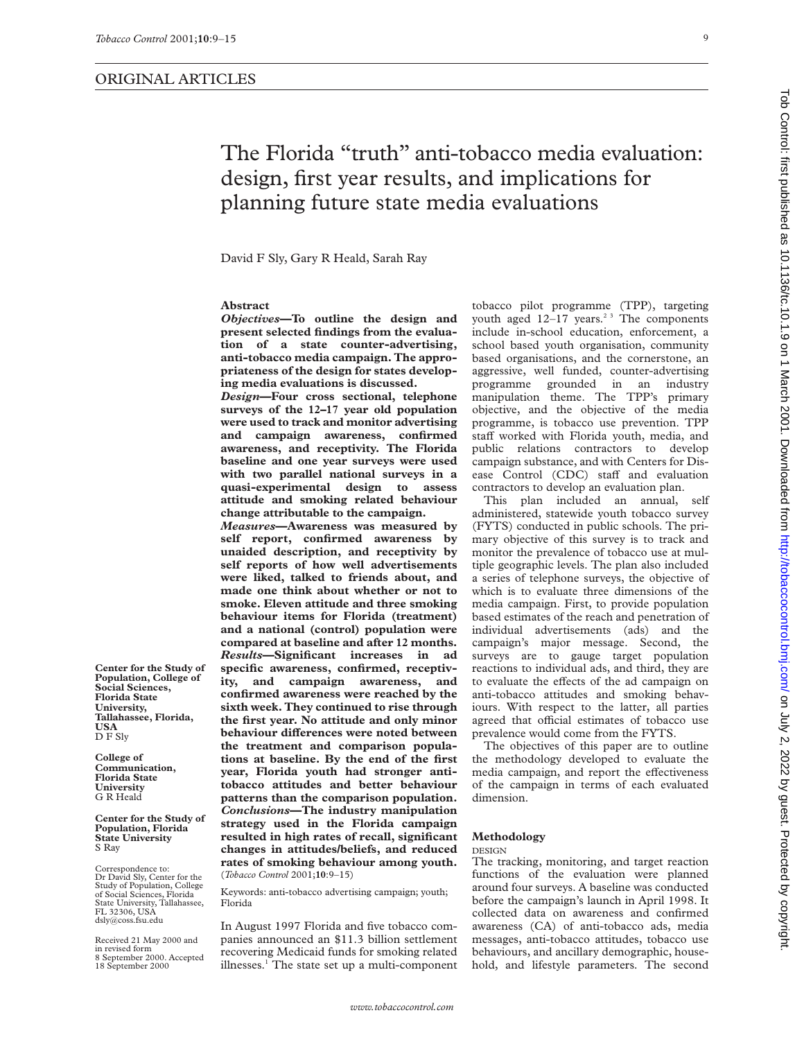ORIGINAL ARTICLES

# The Florida "truth" anti-tobacco media evaluation: design, first year results, and implications for planning future state media evaluations

David F Sly, Gary R Heald, Sarah Ray

## Abstract

***Objectives*—To outline the design and present selected findings from the evaluation of a state counter-advertising, anti-tobacco media campaign. The appropriateness of the design for states developing media evaluations is discussed.**

***Design*—Four cross sectional, telephone surveys of the 12–17 year old population were used to track and monitor advertising and campaign awareness, confirmed awareness, and receptivity. The Florida baseline and one year surveys were used with two parallel national surveys in a quasi-experimental design to assess attitude and smoking related behaviour change attributable to the campaign.**

***Measures*—Awareness was measured by self report, confirmed awareness by unaided description, and receptivity by self reports of how well advertisements were liked, talked to friends about, and made one think about whether or not to smoke. Eleven attitude and three smoking behaviour items for Florida (treatment) and a national (control) population were compared at baseline and after 12 months.**

***Results*—Significant increases in ad specific awareness, confirmed, receptivity, and campaign awareness, and confirmed awareness were reached by the sixth week. They continued to rise through the first year. No attitude and only minor behaviour differences were noted between the treatment and comparison populations at baseline. By the end of the first year, Florida youth had stronger anti-tobacco attitudes and better behaviour patterns than the comparison population.**

***Conclusions*—The industry manipulation strategy used in the Florida campaign resulted in high rates of recall, significant changes in attitudes/beliefs, and reduced rates of smoking behaviour among youth.** (*Tobacco Control* 2001;**10**:9–15)

Keywords: anti-tobacco advertising campaign; youth; Florida

In August 1997 Florida and five tobacco companies announced an \$11.3 billion settlement recovering Medicaid funds for smoking related illnesses.[1] The state set up a multi-component tobacco pilot programme (TPP), targeting youth aged 12–17 years.[2,3] The components include in-school education, enforcement, a school based youth organisation, community based organisations, and the cornerstone, an aggressive, well funded, counter-advertising programme grounded in an industry manipulation theme. The TPP's primary objective, and the objective of the media programme, is tobacco use prevention. TPP staff worked with Florida youth, media, and public relations contractors to develop campaign substance, and with Centers for Disease Control (CDC) staff and evaluation contractors to develop an evaluation plan.

This plan included an annual, self administered, statewide youth tobacco survey (FYTS) conducted in public schools. The primary objective of this survey is to track and monitor the prevalence of tobacco use at multiple geographic levels. The plan also included a series of telephone surveys, the objective of which is to evaluate three dimensions of the media campaign. First, to provide population based estimates of the reach and penetration of individual advertisements (ads) and the campaign's major message. Second, the surveys are to gauge target population reactions to individual ads, and third, they are to evaluate the effects of the ad campaign on anti-tobacco attitudes and smoking behaviours. With respect to the latter, all parties agreed that official estimates of tobacco use prevalence would come from the FYTS.

The objectives of this paper are to outline the methodology developed to evaluate the media campaign, and report the effectiveness of the campaign in terms of each evaluated dimension.

## Methodology

### DESIGN

The tracking, monitoring, and target reaction functions of the evaluation were planned around four surveys. A baseline was conducted before the campaign's launch in April 1998. It collected data on awareness and confirmed awareness (CA) of anti-tobacco ads, media messages, anti-tobacco attitudes, tobacco use behaviours, and ancillary demographic, household, and lifestyle parameters. The second

---

**Center for the Study of Population, College of Social Sciences, Florida State University, Tallahassee, Florida, USA**
D F Sly

**College of Communication, Florida State University**
G R Heald

**Center for the Study of Population, Florida State University**
S Ray

Correspondence to: Dr David Sly, Center for the Study of Population, College of Social Sciences, Florida State University, Tallahassee, FL 32306, USA dsly@coss.fsu.edu

Received 21 May 2000 and in revised form 8 September 2000. Accepted 18 September 2000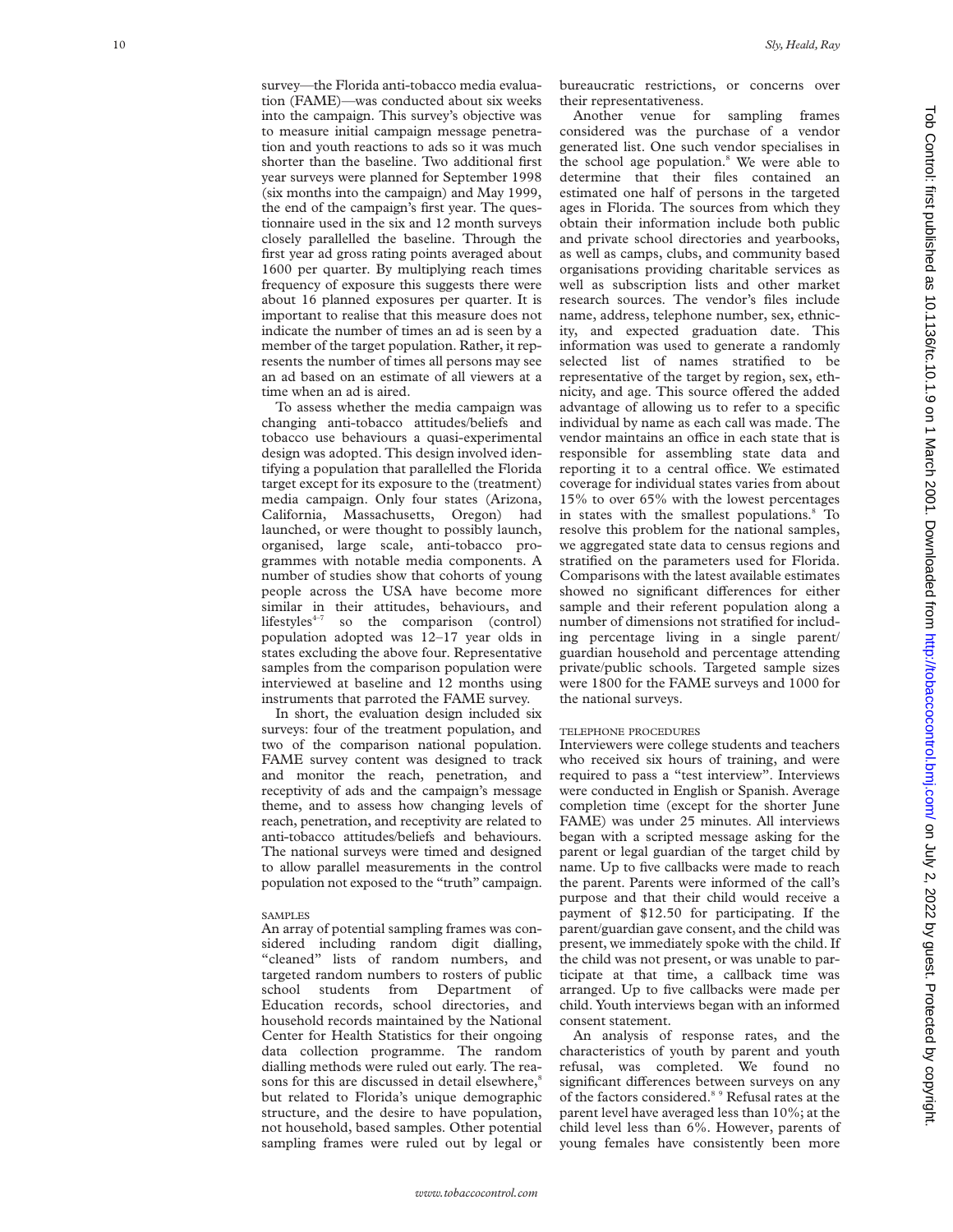survey—the Florida anti-tobacco media evaluation (FAME)—was conducted about six weeks into the campaign. This survey's objective was to measure initial campaign message penetration and youth reactions to ads so it was much shorter than the baseline. Two additional first year surveys were planned for September 1998 (six months into the campaign) and May 1999, the end of the campaign's first year. The questionnaire used in the six and 12 month surveys closely parallelled the baseline. Through the first year ad gross rating points averaged about 1600 per quarter. By multiplying reach times frequency of exposure this suggests there were about 16 planned exposures per quarter. It is important to realise that this measure does not indicate the number of times an ad is seen by a member of the target population. Rather, it represents the number of times all persons may see an ad based on an estimate of all viewers at a time when an ad is aired.

To assess whether the media campaign was changing anti-tobacco attitudes/beliefs and tobacco use behaviours a quasi-experimental design was adopted. This design involved identifying a population that parallelled the Florida target except for its exposure to the (treatment) media campaign. Only four states (Arizona, California, Massachusetts, Oregon) had launched, or were thought to possibly launch, organised, large scale, anti-tobacco programmes with notable media components. A number of studies show that cohorts of young people across the USA have become more similar in their attitudes, behaviours, and lifestyles[4–7] so the comparison (control) population adopted was 12–17 year olds in states excluding the above four. Representative samples from the comparison population were interviewed at baseline and 12 months using instruments that parroted the FAME survey.

In short, the evaluation design included six surveys: four of the treatment population, and two of the comparison national population. FAME survey content was designed to track and monitor the reach, penetration, and receptivity of ads and the campaign's message theme, and to assess how changing levels of reach, penetration, and receptivity are related to anti-tobacco attitudes/beliefs and behaviours. The national surveys were timed and designed to allow parallel measurements in the control population not exposed to the "truth" campaign.

### SAMPLES

An array of potential sampling frames was considered including random digit dialling, "cleaned" lists of random numbers, and targeted random numbers to rosters of public school students from Department of Education records, school directories, and household records maintained by the National Center for Health Statistics for their ongoing data collection programme. The random dialling methods were ruled out early. The reasons for this are discussed in detail elsewhere,[8] but related to Florida's unique demographic structure, and the desire to have population, not household, based samples. Other potential sampling frames were ruled out by legal or bureaucratic restrictions, or concerns over their representativeness.

Another venue for sampling frames considered was the purchase of a vendor generated list. One such vendor specialises in the school age population.[8] We were able to determine that their files contained an estimated one half of persons in the targeted ages in Florida. The sources from which they obtain their information include both public and private school directories and yearbooks, as well as camps, clubs, and community based organisations providing charitable services as well as subscription lists and other market research sources. The vendor's files include name, address, telephone number, sex, ethnicity, and expected graduation date. This information was used to generate a randomly selected list of names stratified to be representative of the target by region, sex, ethnicity, and age. This source offered the added advantage of allowing us to refer to a specific individual by name as each call was made. The vendor maintains an office in each state that is responsible for assembling state data and reporting it to a central office. We estimated coverage for individual states varies from about 15% to over 65% with the lowest percentages in states with the smallest populations.[8] To resolve this problem for the national samples, we aggregated state data to census regions and stratified on the parameters used for Florida. Comparisons with the latest available estimates showed no significant differences for either sample and their referent population along a number of dimensions not stratified for including percentage living in a single parent/guardian household and percentage attending private/public schools. Targeted sample sizes were 1800 for the FAME surveys and 1000 for the national surveys.

### TELEPHONE PROCEDURES

Interviewers were college students and teachers who received six hours of training, and were required to pass a "test interview". Interviews were conducted in English or Spanish. Average completion time (except for the shorter June FAME) was under 25 minutes. All interviews began with a scripted message asking for the parent or legal guardian of the target child by name. Up to five callbacks were made to reach the parent. Parents were informed of the call's purpose and that their child would receive a payment of $12.50 for participating. If the parent/guardian gave consent, and the child was present, we immediately spoke with the child. If the child was not present, or was unable to participate at that time, a callback time was arranged. Up to five callbacks were made per child. Youth interviews began with an informed consent statement.

An analysis of response rates, and the characteristics of youth by parent and youth refusal, was completed. We found no significant differences between surveys on any of the factors considered.[8,9] Refusal rates at the parent level have averaged less than 10%; at the child level less than 6%. However, parents of young females have consistently been more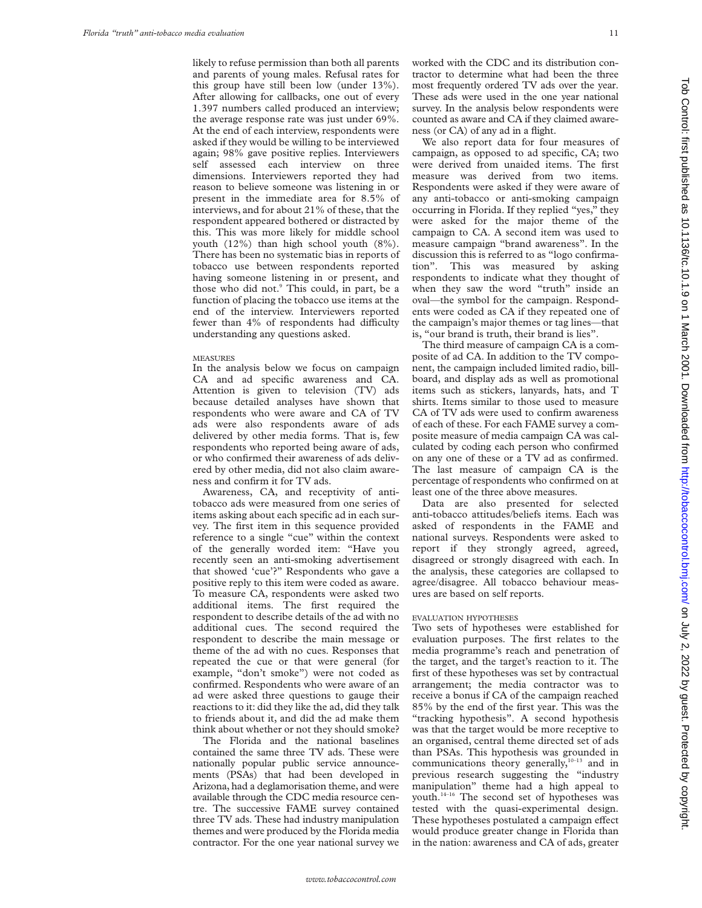likely to refuse permission than both all parents and parents of young males. Refusal rates for this group have still been low (under 13%). After allowing for callbacks, one out of every 1.397 numbers called produced an interview; the average response rate was just under 69%. At the end of each interview, respondents were asked if they would be willing to be interviewed again; 98% gave positive replies. Interviewers self assessed each interview on three dimensions. Interviewers reported they had reason to believe someone was listening in or present in the immediate area for 8.5% of interviews, and for about 21% of these, that the respondent appeared bothered or distracted by this. This was more likely for middle school youth (12%) than high school youth (8%). There has been no systematic bias in reports of tobacco use between respondents reported having someone listening in or present, and those who did not.[9] This could, in part, be a function of placing the tobacco use items at the end of the interview. Interviewers reported fewer than 4% of respondents had difficulty understanding any questions asked.

### MEASURES

In the analysis below we focus on campaign CA and ad specific awareness and CA. Attention is given to television (TV) ads because detailed analyses have shown that respondents who were aware and CA of TV ads were also respondents aware of ads delivered by other media forms. That is, few respondents who reported being aware of ads, or who confirmed their awareness of ads delivered by other media, did not also claim awareness and confirm it for TV ads.

Awareness, CA, and receptivity of anti-tobacco ads were measured from one series of items asking about each specific ad in each survey. The first item in this sequence provided reference to a single "cue" within the context of the generally worded item: "Have you recently seen an anti-smoking advertisement that showed 'cue'?" Respondents who gave a positive reply to this item were coded as aware. To measure CA, respondents were asked two additional items. The first required the respondent to describe details of the ad with no additional cues. The second required the respondent to describe the main message or theme of the ad with no cues. Responses that repeated the cue or that were general (for example, "don't smoke") were not coded as confirmed. Respondents who were aware of an ad were asked three questions to gauge their reactions to it: did they like the ad, did they talk to friends about it, and did the ad make them think about whether or not they should smoke?

The Florida and the national baselines contained the same three TV ads. These were nationally popular public service announcements (PSAs) that had been developed in Arizona, had a deglamorisation theme, and were available through the CDC media resource centre. The successive FAME survey contained three TV ads. These had industry manipulation themes and were produced by the Florida media contractor. For the one year national survey we worked with the CDC and its distribution contractor to determine what had been the three most frequently ordered TV ads over the year. These ads were used in the one year national survey. In the analysis below respondents were counted as aware and CA if they claimed awareness (or CA) of any ad in a flight.

We also report data for four measures of campaign, as opposed to ad specific, CA; two were derived from unaided items. The first measure was derived from two items. Respondents were asked if they were aware of any anti-tobacco or anti-smoking campaign occurring in Florida. If they replied "yes," they were asked for the major theme of the campaign to CA. A second item was used to measure campaign "brand awareness". In the discussion this is referred to as "logo confirmation". This was measured by asking respondents to indicate what they thought of when they saw the word "truth" inside an oval—the symbol for the campaign. Respondents were coded as CA if they repeated one of the campaign's major themes or tag lines—that is, "our brand is truth, their brand is lies".

The third measure of campaign CA is a composite of ad CA. In addition to the TV component, the campaign included limited radio, billboard, and display ads as well as promotional items such as stickers, lanyards, hats, and T shirts. Items similar to those used to measure CA of TV ads were used to confirm awareness of each of these. For each FAME survey a composite measure of media campaign CA was calculated by coding each person who confirmed on any one of these or a TV ad as confirmed. The last measure of campaign CA is the percentage of respondents who confirmed on at least one of the three above measures.

Data are also presented for selected anti-tobacco attitudes/beliefs items. Each was asked of respondents in the FAME and national surveys. Respondents were asked to report if they strongly agreed, agreed, disagreed or strongly disagreed with each. In the analysis, these categories are collapsed to agree/disagree. All tobacco behaviour measures are based on self reports.

### EVALUATION HYPOTHESES

Two sets of hypotheses were established for evaluation purposes. The first relates to the media programme's reach and penetration of the target, and the target's reaction to it. The first of these hypotheses was set by contractual arrangement; the media contractor was to receive a bonus if CA of the campaign reached 85% by the end of the first year. This was the "tracking hypothesis". A second hypothesis was that the target would be more receptive to an organised, central theme directed set of ads than PSAs. This hypothesis was grounded in communications theory generally,[10–13] and in previous research suggesting the "industry manipulation" theme had a high appeal to youth.[14–16] The second set of hypotheses was tested with the quasi-experimental design. These hypotheses postulated a campaign effect would produce greater change in Florida than in the nation: awareness and CA of ads, greater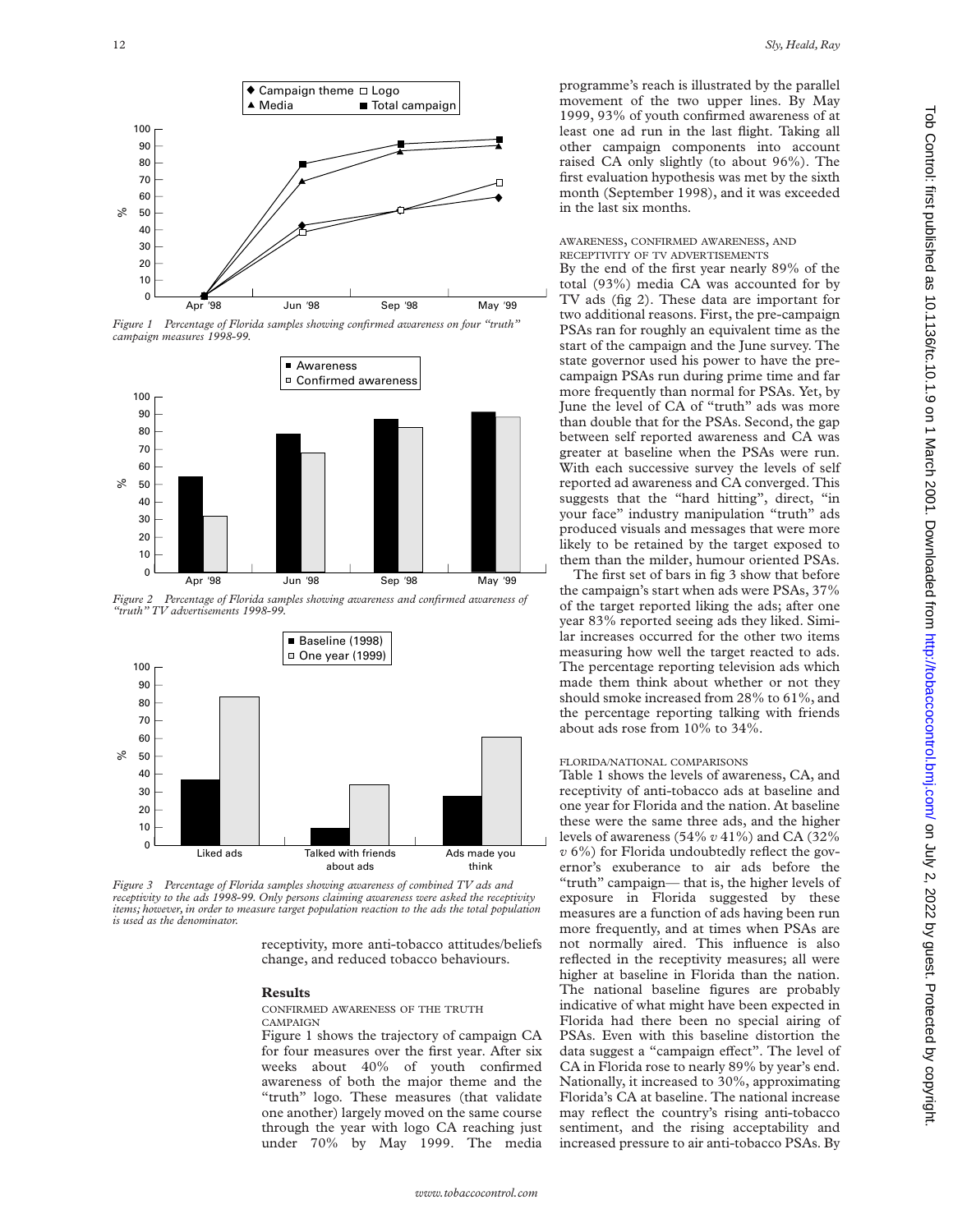*Figure 1 Percentage of Florida samples showing confirmed awareness on four "truth" campaign measures 1998-99.*

*Figure 2 Percentage of Florida samples showing awareness and confirmed awareness of "truth" TV advertisements 1998-99.*

*Figure 3 Percentage of Florida samples showing awareness of combined TV ads and receptivity to the ads 1998-99. Only persons claiming awareness were asked the receptivity items; however, in order to measure target population reaction to the ads the total population is used as the denominator.*

receptivity, more anti-tobacco attitudes/beliefs change, and reduced tobacco behaviours.

## Results

### CONFIRMED AWARENESS OF THE TRUTH CAMPAIGN

Figure 1 shows the trajectory of campaign CA for four measures over the first year. After six weeks about 40% of youth confirmed awareness of both the major theme and the "truth" logo. These measures (that validate one another) largely moved on the same course through the year with logo CA reaching just under 70% by May 1999. The media programme's reach is illustrated by the parallel movement of the two upper lines. By May 1999, 93% of youth confirmed awareness of at least one ad run in the last flight. Taking all other campaign components into account raised CA only slightly (to about 96%). The first evaluation hypothesis was met by the sixth month (September 1998), and it was exceeded in the last six months.

### AWARENESS, CONFIRMED AWARENESS, AND RECEPTIVITY OF TV ADVERTISEMENTS

By the end of the first year nearly 89% of the total (93%) media CA was accounted for by TV ads (fig 2). These data are important for two additional reasons. First, the pre-campaign PSAs ran for roughly an equivalent time as the start of the campaign and the June survey. The state governor used his power to have the pre-campaign PSAs run during prime time and far more frequently than normal for PSAs. Yet, by June the level of CA of "truth" ads was more than double that for the PSAs. Second, the gap between self reported awareness and CA was greater at baseline when the PSAs were run. With each successive survey the levels of self reported ad awareness and CA converged. This suggests that the "hard hitting", direct, "in your face" industry manipulation "truth" ads produced visuals and messages that were more likely to be retained by the target exposed to them than the milder, humour oriented PSAs.

The first set of bars in fig 3 show that before the campaign's start when ads were PSAs, 37% of the target reported liking the ads; after one year 83% reported seeing ads they liked. Similar increases occurred for the other two items measuring how well the target reacted to ads. The percentage reporting television ads which made them think about whether or not they should smoke increased from 28% to 61%, and the percentage reporting talking with friends about ads rose from 10% to 34%.

### FLORIDA/NATIONAL COMPARISONS

Table 1 shows the levels of awareness, CA, and receptivity of anti-tobacco ads at baseline and one year for Florida and the nation. At baseline these were the same three ads, and the higher levels of awareness (54% *v* 41%) and CA (32% *v* 6%) for Florida undoubtedly reflect the governor's exuberance to air ads before the "truth" campaign— that is, the higher levels of exposure in Florida suggested by these measures are a function of ads having been run more frequently, and at times when PSAs are not normally aired. This influence is also reflected in the receptivity measures; all were higher at baseline in Florida than the nation. The national baseline figures are probably indicative of what might have been expected in Florida had there been no special airing of PSAs. Even with this baseline distortion the data suggest a "campaign effect". The level of CA in Florida rose to nearly 89% by year's end. Nationally, it increased to 30%, approximating Florida's CA at baseline. The national increase may reflect the country's rising anti-tobacco sentiment, and the rising acceptability and increased pressure to air anti-tobacco PSAs. By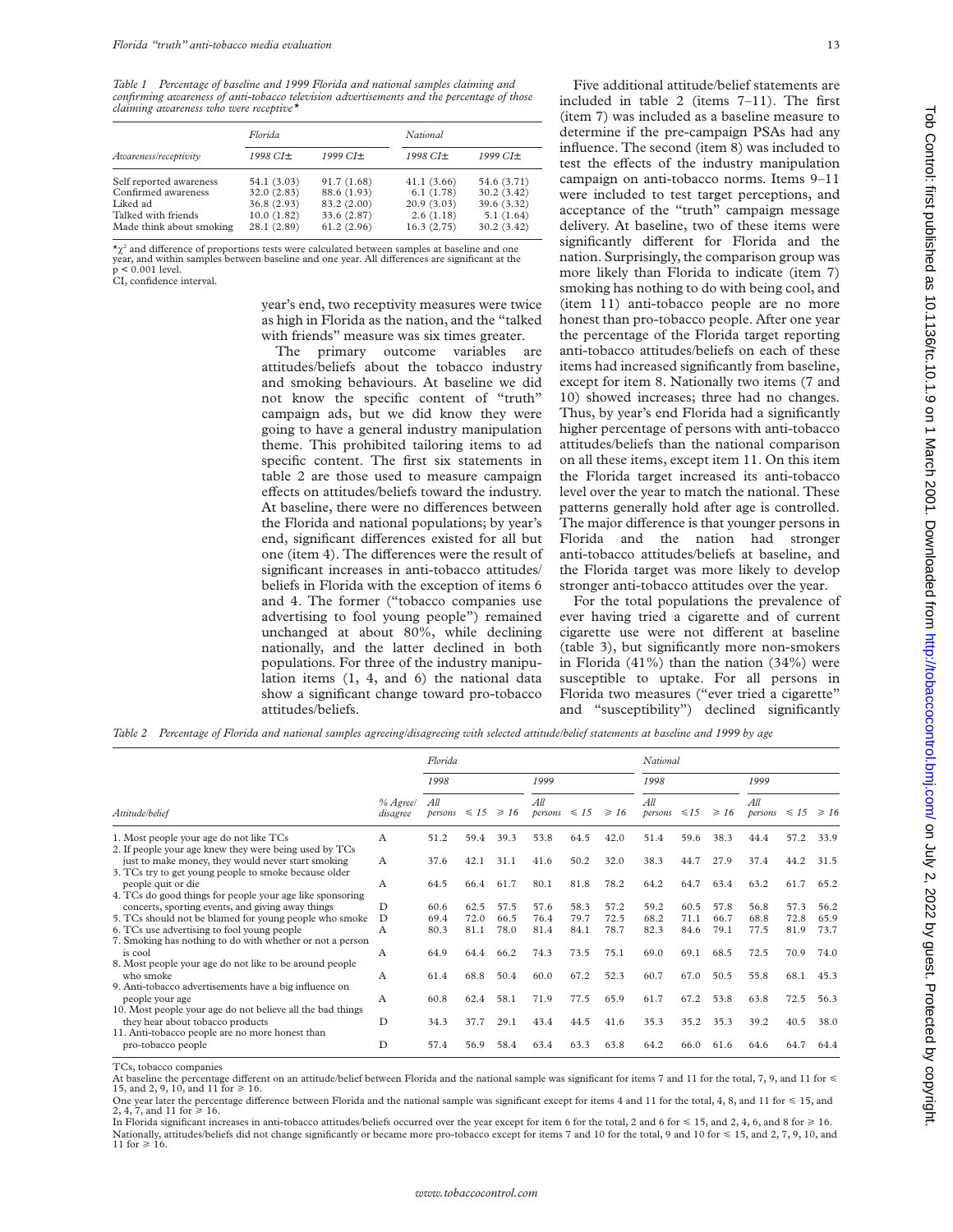*Table 1 Percentage of baseline and 1999 Florida and national samples claiming and confirming awareness of anti-tobacco television advertisements and the percentage of those claiming awareness who were receptive**

| Awareness/receptivity | Florida | | National | |
|---|---|---|---|---|
| | 1998 CI± | 1999 CI± | 1998 CI± | 1999 CI± |
| Self reported awareness | 54.1 (3.03) | 91.7 (1.68) | 41.1 (3.66) | 54.6 (3.71) |
| Confirmed awareness | 32.0 (2.83) | 88.6 (1.93) | 6.1 (1.78) | 30.2 (3.42) |
| Liked ad | 36.8 (2.93) | 83.2 (2.00) | 20.9 (3.03) | 39.6 (3.32) |
| Talked with friends | 10.0 (1.82) | 33.6 (2.87) | 2.6 (1.18) | 5.1 (1.64) |
| Made think about smoking | 28.1 (2.89) | 61.2 (2.96) | 16.3 (2.75) | 30.2 (3.42) |

*$\chi^2$ and difference of proportions tests were calculated between samples at baseline and one year, and within samples between baseline and one year. All differences are significant at the $p < 0.001$ level.
CI, confidence interval.

year's end, two receptivity measures were twice as high in Florida as the nation, and the "talked with friends" measure was six times greater.

The primary outcome variables are attitudes/beliefs about the tobacco industry and smoking behaviours. At baseline we did not know the specific content of "truth" campaign ads, but we did know they were going to have a general industry manipulation theme. This prohibited tailoring items to ad specific content. The first six statements in table 2 are those used to measure campaign effects on attitudes/beliefs toward the industry. At baseline, there were no differences between the Florida and national populations; by year's end, significant differences existed for all but one (item 4). The differences were the result of significant increases in anti-tobacco attitudes/beliefs in Florida with the exception of items 6 and 4. The former ("tobacco companies use advertising to fool young people") remained unchanged at about 80%, while declining nationally, and the latter declined in both populations. For three of the industry manipulation items (1, 4, and 6) the national data show a significant change toward pro-tobacco attitudes/beliefs.

Five additional attitude/belief statements are included in table 2 (items 7–11). The first (item 7) was included as a baseline measure to determine if the pre-campaign PSAs had any influence. The second (item 8) was included to test the effects of the industry manipulation campaign on anti-tobacco norms. Items 9–11 were included to test target perceptions, and acceptance of the "truth" campaign message delivery. At baseline, two of these items were significantly different for Florida and the nation. Surprisingly, the comparison group was more likely than Florida to indicate (item 7) smoking has nothing to do with being cool, and (item 11) anti-tobacco people are no more honest than pro-tobacco people. After one year the percentage of the Florida target reporting anti-tobacco attitudes/beliefs on each of these items had increased significantly from baseline, except for item 8. Nationally two items (7 and 10) showed increases; three had no changes. Thus, by year's end Florida had a significantly higher percentage of persons with anti-tobacco attitudes/beliefs than the national comparison on all these items, except item 11. On this item the Florida target increased its anti-tobacco level over the year to match the national. These patterns generally hold after age is controlled. The major difference is that younger persons in Florida and the nation had stronger anti-tobacco attitudes/beliefs at baseline, and the Florida target was more likely to develop stronger anti-tobacco attitudes over the year.

For the total populations the prevalence of ever having tried a cigarette and of current cigarette use were not different at baseline (table 3), but significantly more non-smokers in Florida (41%) than the nation (34%) were susceptible to uptake. For all persons in Florida two measures ("ever tried a cigarette" and "susceptibility") declined significantly

*Table 2 Percentage of Florida and national samples agreeing/disagreeing with selected attitude/belief statements at baseline and 1999 by age*

| Attitude/belief | % Agree/ disagree | Florida | | | | | | National | | | | | |
|---|---|---|---|---|---|---|---|---|---|---|---|---|---|
| | | 1998 | | | 1999 | | | 1998 | | | 1999 | | |
| | | All persons | ≤ 15 | ≥ 16 | All persons | ≤ 15 | ≥ 16 | All persons | ≤15 | ≥ 16 | All persons | ≤ 15 | ≥ 16 |
| 1. Most people your age do not like TCs | A | 51.2 | 59.4 | 39.3 | 53.8 | 64.5 | 42.0 | 51.4 | 59.6 | 38.3 | 44.4 | 57.2 | 33.9 |
| 2. If people your age knew they were being used by TCs just to make money, they would never start smoking | A | 37.6 | 42.1 | 31.1 | 41.6 | 50.2 | 32.0 | 38.3 | 44.7 | 27.9 | 37.4 | 44.2 | 31.5 |
| 3. TCs try to get young people to smoke because older people quit or die | A | 64.5 | 66.4 | 61.7 | 80.1 | 81.8 | 78.2 | 64.2 | 64.7 | 63.4 | 63.2 | 61.7 | 65.2 |
| 4. TCs do good things for people your age like sponsoring concerts, sporting events, and giving away things | D | 60.6 | 62.5 | 57.5 | 57.6 | 58.3 | 57.2 | 59.2 | 60.5 | 57.8 | 56.8 | 57.3 | 56.2 |
| 5. TCs should not be blamed for young people who smoke | D | 69.4 | 72.0 | 66.5 | 76.4 | 79.7 | 72.5 | 68.2 | 71.1 | 66.7 | 68.8 | 72.8 | 65.9 |
| 6. TCs use advertising to fool young people | A | 80.3 | 81.1 | 78.0 | 81.4 | 84.1 | 78.7 | 82.3 | 84.6 | 79.1 | 77.5 | 81.9 | 73.7 |
| 7. Smoking has nothing to do with whether or not a person is cool | A | 64.9 | 64.4 | 66.2 | 74.3 | 73.5 | 75.1 | 69.0 | 69.1 | 68.5 | 72.5 | 70.9 | 74.0 |
| 8. Most people your age do not like to be around people who smoke | A | 61.4 | 68.8 | 50.4 | 60.0 | 67.2 | 52.3 | 60.7 | 67.0 | 50.5 | 55.8 | 68.1 | 45.3 |
| 9. Anti-tobacco advertisements have a big influence on people your age | A | 60.8 | 62.4 | 58.1 | 71.9 | 77.5 | 65.9 | 61.7 | 67.2 | 53.8 | 63.8 | 72.5 | 56.3 |
| 10. Most people your age do not believe all the bad things they hear about tobacco products | D | 34.3 | 37.7 | 29.1 | 43.4 | 44.5 | 41.6 | 35.3 | 35.2 | 35.3 | 39.2 | 40.5 | 38.0 |
| 11. Anti-tobacco people are no more honest than pro-tobacco people | D | 57.4 | 56.9 | 58.4 | 63.4 | 63.3 | 63.8 | 64.2 | 66.0 | 61.6 | 64.6 | 64.7 | 64.4 |

TCs, tobacco companies

At baseline the percentage different on an attitude/belief between Florida and the national sample was significant for items 7 and 11 for the total, 7, 9, and 11 for ≤ 15, and 2, 9, 10, and 11 for ≥ 16.

One year later the percentage difference between Florida and the national sample was significant except for items 4 and 11 for the total, 4, 8, and 11 for ≤ 15, and 2, 4, 7, and 11 for ≥ 16.

In Florida significant increases in anti-tobacco attitudes/beliefs occurred over the year except for item 6 for the total, 2 and 6 for ≤ 15, and 2, 4, 6, and 8 for ≥ 16.

Nationally, attitudes/beliefs did not change significantly or became more pro-tobacco except for items 7 and 10 for the total, 9 and 10 for ≤ 15, and 2, 7, 9, 10, and 11 for ≥ 16.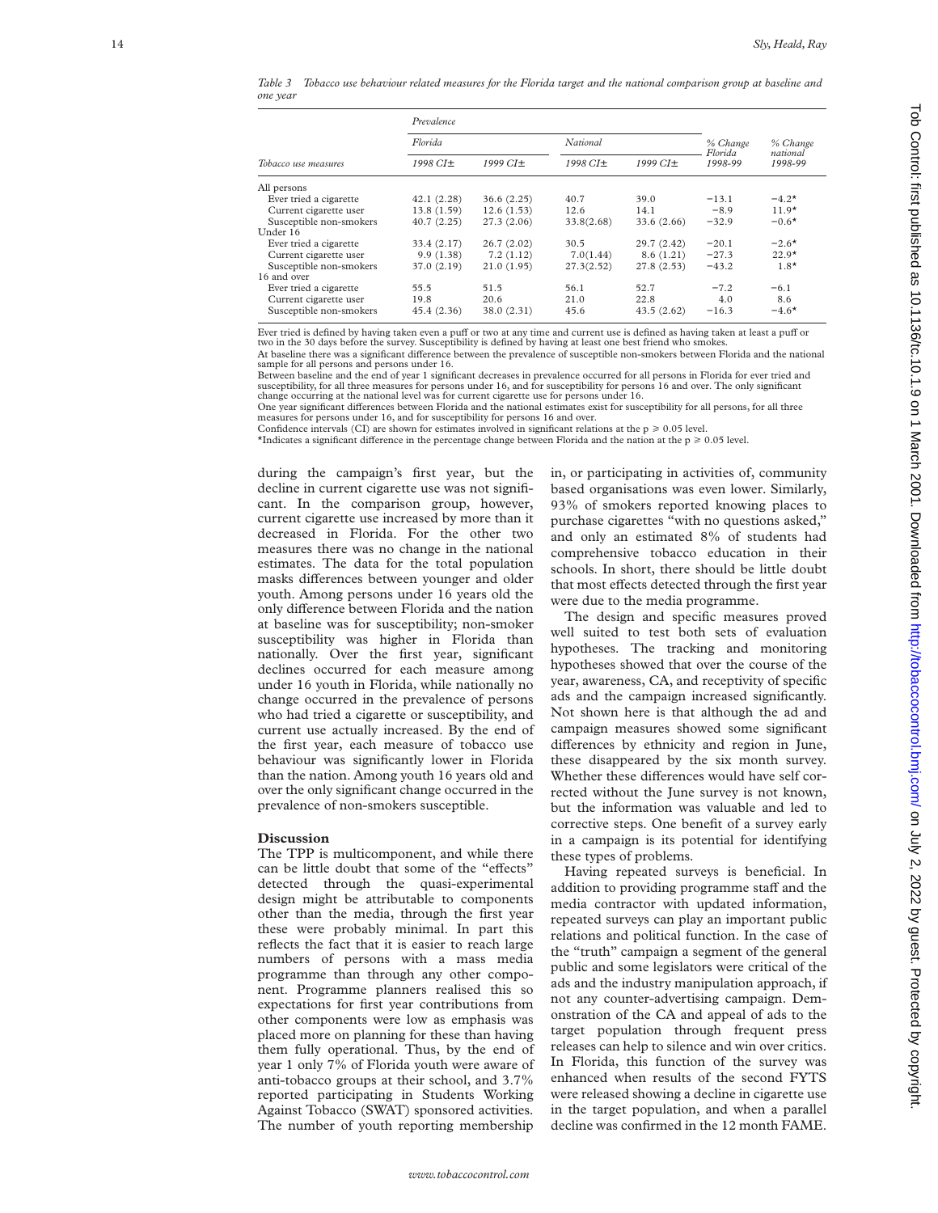*Table 3 Tobacco use behaviour related measures for the Florida target and the national comparison group at baseline and one year*

| Tobacco use measures | Prevalence | | | | | |
|---|---|---|---|---|---|---|
| | Florida | | National | | % Change Florida | % Change national |
| | 1998 CI± | 1999 CI± | 1998 CI± | 1999 CI± | 1998-99 | 1998-99 |
| All persons | | | | | | |
| Ever tried a cigarette | 42.1 (2.28) | 36.6 (2.25) | 40.7 | 39.0 | −13.1 | −4.2* |
| Current cigarette user | 13.8 (1.59) | 12.6 (1.53) | 12.6 | 14.1 | −8.9 | 11.9* |
| Susceptible non-smokers | 40.7 (2.25) | 27.3 (2.06) | 33.8(2.68) | 33.6 (2.66) | −32.9 | −0.6* |
| Under 16 | | | | | | |
| Ever tried a cigarette | 33.4 (2.17) | 26.7 (2.02) | 30.5 | 29.7 (2.42) | −20.1 | −2.6* |
| Current cigarette user | 9.9 (1.38) | 7.2 (1.12) | 7.0(1.44) | 8.6 (1.21) | −27.3 | 22.9* |
| Susceptible non-smokers | 37.0 (2.19) | 21.0 (1.95) | 27.3(2.52) | 27.8 (2.53) | −43.2 | 1.8* |
| 16 and over | | | | | | |
| Ever tried a cigarette | 55.5 | 51.5 | 56.1 | 52.7 | −7.2 | −6.1 |
| Current cigarette user | 19.8 | 20.6 | 21.0 | 22.8 | 4.0 | 8.6 |
| Susceptible non-smokers | 45.4 (2.36) | 38.0 (2.31) | 45.6 | 43.5 (2.62) | −16.3 | −4.6* |

Ever tried is defined by having taken even a puff or two at any time and current use is defined as having taken at least a puff or two in the 30 days before the survey. Susceptibility is defined by having at least one best friend who smokes.
At baseline there was a significant difference between the prevalence of susceptible non-smokers between Florida and the national sample for all persons and persons under 16.
Between baseline and the end of year 1 significant decreases in prevalence occurred for all persons in Florida for ever tried and susceptibility, for all three measures for persons under 16, and for susceptibility for persons 16 and over. The only significant change occurring at the national level was for current cigarette use for persons under 16.
One year significant differences between Florida and the national estimates exist for susceptibility for all persons, for all three measures for persons under 16, and for susceptibility for persons 16 and over.
Confidence intervals (CI) are shown for estimates involved in significant relations at the $p \geq 0.05$ level.
*Indicates a significant difference in the percentage change between Florida and the nation at the $p \geq 0.05$ level.

during the campaign's first year, but the decline in current cigarette use was not significant. In the comparison group, however, current cigarette use increased by more than it decreased in Florida. For the other two measures there was no change in the national estimates. The data for the total population masks differences between younger and older youth. Among persons under 16 years old the only difference between Florida and the nation at baseline was for susceptibility; non-smoker susceptibility was higher in Florida than nationally. Over the first year, significant declines occurred for each measure among under 16 youth in Florida, while nationally no change occurred in the prevalence of persons who had tried a cigarette or susceptibility, and current use actually increased. By the end of the first year, each measure of tobacco use behaviour was significantly lower in Florida than the nation. Among youth 16 years old and over the only significant change occurred in the prevalence of non-smokers susceptible.

## Discussion

The TPP is multicomponent, and while there can be little doubt that some of the "effects" detected through the quasi-experimental design might be attributable to components other than the media, through the first year these were probably minimal. In part this reflects the fact that it is easier to reach large numbers of persons with a mass media programme than through any other component. Programme planners realised this so expectations for first year contributions from other components were low as emphasis was placed more on planning for these than having them fully operational. Thus, by the end of year 1 only 7% of Florida youth were aware of anti-tobacco groups at their school, and 3.7% reported participating in Students Working Against Tobacco (SWAT) sponsored activities. The number of youth reporting membership in, or participating in activities of, community based organisations was even lower. Similarly, 93% of smokers reported knowing places to purchase cigarettes "with no questions asked," and only an estimated 8% of students had comprehensive tobacco education in their schools. In short, there should be little doubt that most effects detected through the first year were due to the media programme.

The design and specific measures proved well suited to test both sets of evaluation hypotheses. The tracking and monitoring hypotheses showed that over the course of the year, awareness, CA, and receptivity of specific ads and the campaign increased significantly. Not shown here is that although the ad and campaign measures showed some significant differences by ethnicity and region in June, these disappeared by the six month survey. Whether these differences would have self corrected without the June survey is not known, but the information was valuable and led to corrective steps. One benefit of a survey early in a campaign is its potential for identifying these types of problems.

Having repeated surveys is beneficial. In addition to providing programme staff and the media contractor with updated information, repeated surveys can play an important public relations and political function. In the case of the "truth" campaign a segment of the general public and some legislators were critical of the ads and the industry manipulation approach, if not any counter-advertising campaign. Demonstration of the CA and appeal of ads to the target population through frequent press releases can help to silence and win over critics. In Florida, this function of the survey was enhanced when results of the second FYTS were released showing a decline in cigarette use in the target population, and when a parallel decline was confirmed in the 12 month FAME.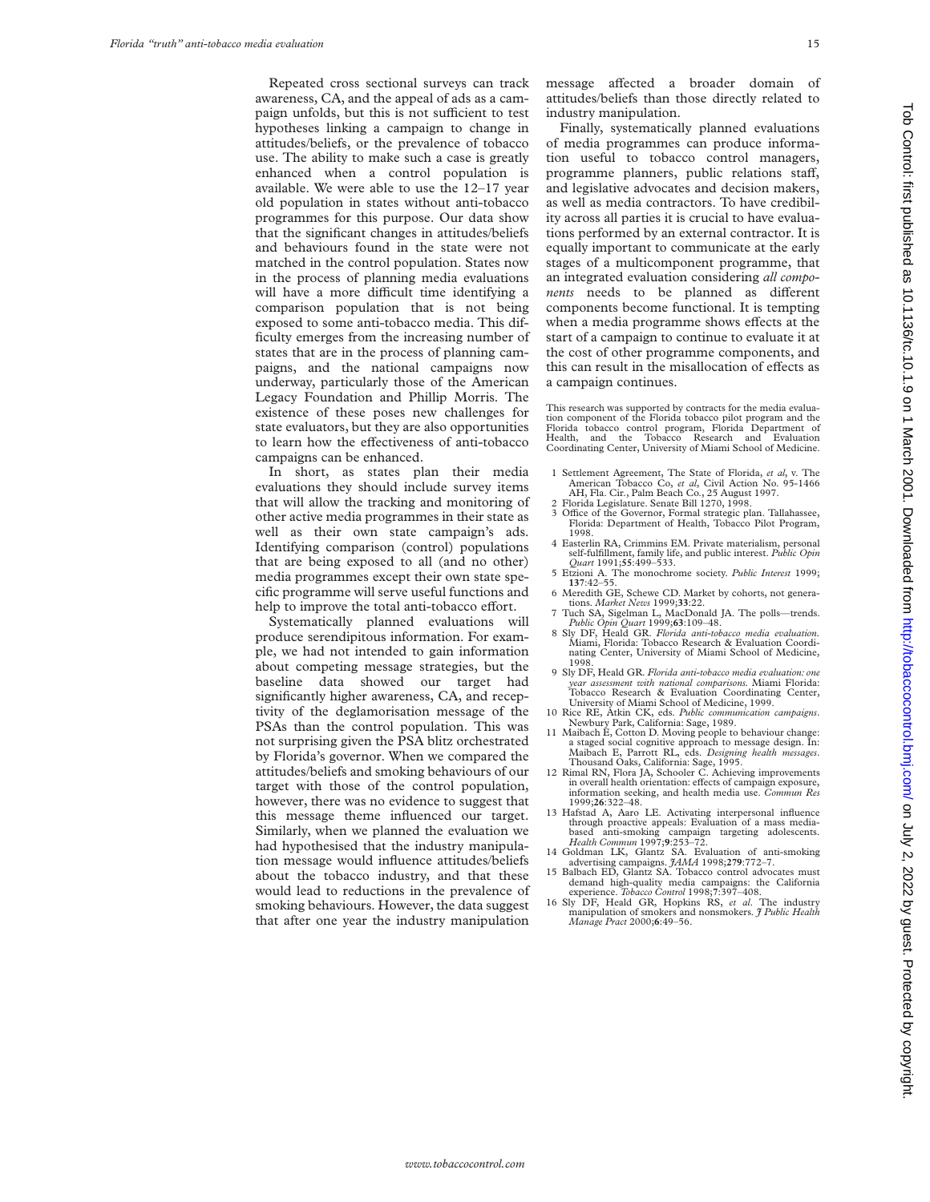Repeated cross sectional surveys can track awareness, CA, and the appeal of ads as a campaign unfolds, but this is not sufficient to test hypotheses linking a campaign to change in attitudes/beliefs, or the prevalence of tobacco use. The ability to make such a case is greatly enhanced when a control population is available. We were able to use the 12–17 year old population in states without anti-tobacco programmes for this purpose. Our data show that the significant changes in attitudes/beliefs and behaviours found in the state were not matched in the control population. States now in the process of planning media evaluations will have a more difficult time identifying a comparison population that is not being exposed to some anti-tobacco media. This difficulty emerges from the increasing number of states that are in the process of planning campaigns, and the national campaigns now underway, particularly those of the American Legacy Foundation and Phillip Morris. The existence of these poses new challenges for state evaluators, but they are also opportunities to learn how the effectiveness of anti-tobacco campaigns can be enhanced.

In short, as states plan their media evaluations they should include survey items that will allow the tracking and monitoring of other active media programmes in their state as well as their own state campaign's ads. Identifying comparison (control) populations that are being exposed to all (and no other) media programmes except their own state specific programme will serve useful functions and help to improve the total anti-tobacco effort.

Systematically planned evaluations will produce serendipitous information. For example, we had not intended to gain information about competing message strategies, but the baseline data showed our target had significantly higher awareness, CA, and receptivity of the deglamorisation message of the PSAs than the control population. This was not surprising given the PSA blitz orchestrated by Florida's governor. When we compared the attitudes/beliefs and smoking behaviours of our target with those of the control population, however, there was no evidence to suggest that this message theme influenced our target. Similarly, when we planned the evaluation we had hypothesised that the industry manipulation message would influence attitudes/beliefs about the tobacco industry, and that these would lead to reductions in the prevalence of smoking behaviours. However, the data suggest that after one year the industry manipulation message affected a broader domain of attitudes/beliefs than those directly related to industry manipulation.

Finally, systematically planned evaluations of media programmes can produce information useful to tobacco control managers, programme planners, public relations staff, and legislative advocates and decision makers, as well as media contractors. To have credibility across all parties it is crucial to have evaluations performed by an external contractor. It is equally important to communicate at the early stages of a multicomponent programme, that an integrated evaluation considering *all components* needs to be planned as different components become functional. It is tempting when a media programme shows effects at the start of a campaign to continue to evaluate it at the cost of other programme components, and this can result in the misallocation of effects as a campaign continues.

This research was supported by contracts for the media evaluation component of the Florida tobacco pilot program and the Florida tobacco control program, Florida Department of Health, and the Tobacco Research and Evaluation Coordinating Center, University of Miami School of Medicine.

1 Settlement Agreement, The State of Florida, *et al*, v. The American Tobacco Co, *et al*, Civil Action No. 95-1466 AH, Fla. Cir., Palm Beach Co., 25 August 1997.
2 Florida Legislature. Senate Bill 1270, 1998.
3 Office of the Governor, Formal strategic plan. Tallahassee, Florida: Department of Health, Tobacco Pilot Program, 1998.
4 Easterlin RA, Crimmins EM. Private materialism, personal self-fulfillment, family life, and public interest. *Public Opin Quart* 1991;**55**:499–533.
5 Etzioni A. The monochrome society. *Public Interest* 1999; **137**:42–55.
6 Meredith GE, Schewe CD. Market by cohorts, not generations. *Market News* 1999;**33**:22.
7 Tuch SA, Sigelman L, MacDonald JA. The polls—trends. *Public Opin Quart* 1999;**63**:109–48.
8 Sly DF, Heald GR. *Florida anti-tobacco media evaluation*. Miami, Florida: Tobacco Research & Evaluation Coordinating Center, University of Miami School of Medicine, 1998.
9 Sly DF, Heald GR. *Florida anti-tobacco media evaluation: one year assessment with national comparisons*. Miami Florida: Tobacco Research & Evaluation Coordinating Center, University of Miami School of Medicine, 1999.
10 Rice RE, Atkin CK, eds. *Public communication campaigns*. Newbury Park, California: Sage, 1989.
11 Maibach E, Cotton D. Moving people to behaviour change: a staged social cognitive approach to message design. In: Maibach E, Parrott RL, eds. *Designing health messages*. Thousand Oaks, California: Sage, 1995.
12 Rimal RN, Flora JA, Schooler C. Achieving improvements in overall health orientation: effects of campaign exposure, information seeking, and health media use. *Commun Res* 1999;**26**:322–48.
13 Hafstad A, Aaro LE. Activating interpersonal influence through proactive appeals: Evaluation of a mass media-based anti-smoking campaign targeting adolescents. *Health Commun* 1997;**9**:253–72.
14 Goldman LK, Glantz SA. Evaluation of anti-smoking advertising campaigns. *JAMA* 1998;**279**:772–7.
15 Balbach ED, Glantz SA. Tobacco control advocates must demand high-quality media campaigns: the California experience. *Tobacco Control* 1998;**7**:397–408.
16 Sly DF, Heald GR, Hopkins RS, *et al*. The industry manipulation of smokers and nonsmokers. *J Public Health Manage Pract* 2000;**6**:49–56.